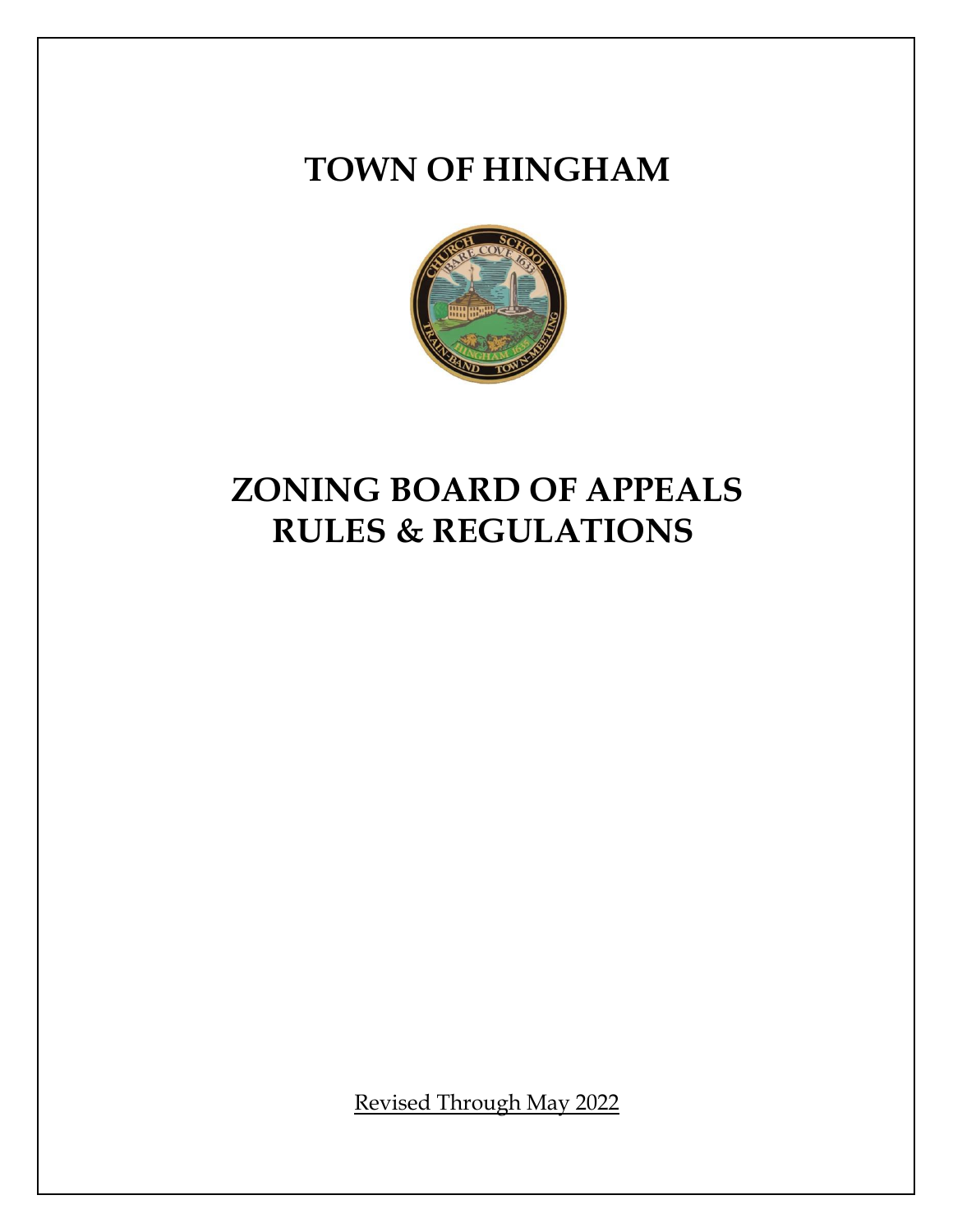# TOWN OF HINGHAM

# ZONING BOARD OF APPEALS RULES & REGULATIONS

Revised Through May 2022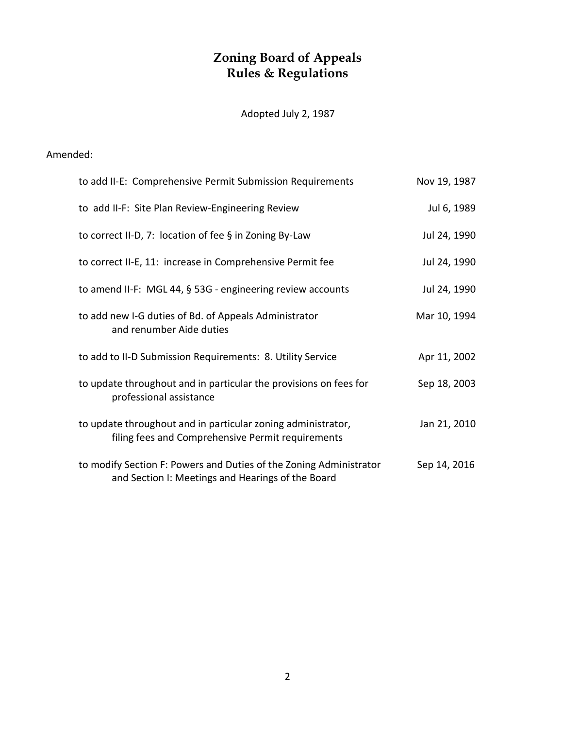# Zoning Board of Appeals
# Rules & Regulations

Adopted July 2, 1987

Amended:

| | |
|---|---|
| to add II-E: Comprehensive Permit Submission Requirements | Nov 19, 1987 |
| to add II-F: Site Plan Review-Engineering Review | Jul 6, 1989 |
| to correct II-D, 7: location of fee § in Zoning By-Law | Jul 24, 1990 |
| to correct II-E, 11: increase in Comprehensive Permit fee | Jul 24, 1990 |
| to amend II-F: MGL 44, § 53G - engineering review accounts | Jul 24, 1990 |
| to add new I-G duties of Bd. of Appeals Administrator and renumber Aide duties | Mar 10, 1994 |
| to add to II-D Submission Requirements: 8. Utility Service | Apr 11, 2002 |
| to update throughout and in particular the provisions on fees for professional assistance | Sep 18, 2003 |
| to update throughout and in particular zoning administrator, filing fees and Comprehensive Permit requirements | Jan 21, 2010 |
| to modify Section F: Powers and Duties of the Zoning Administrator and Section I: Meetings and Hearings of the Board | Sep 14, 2016 |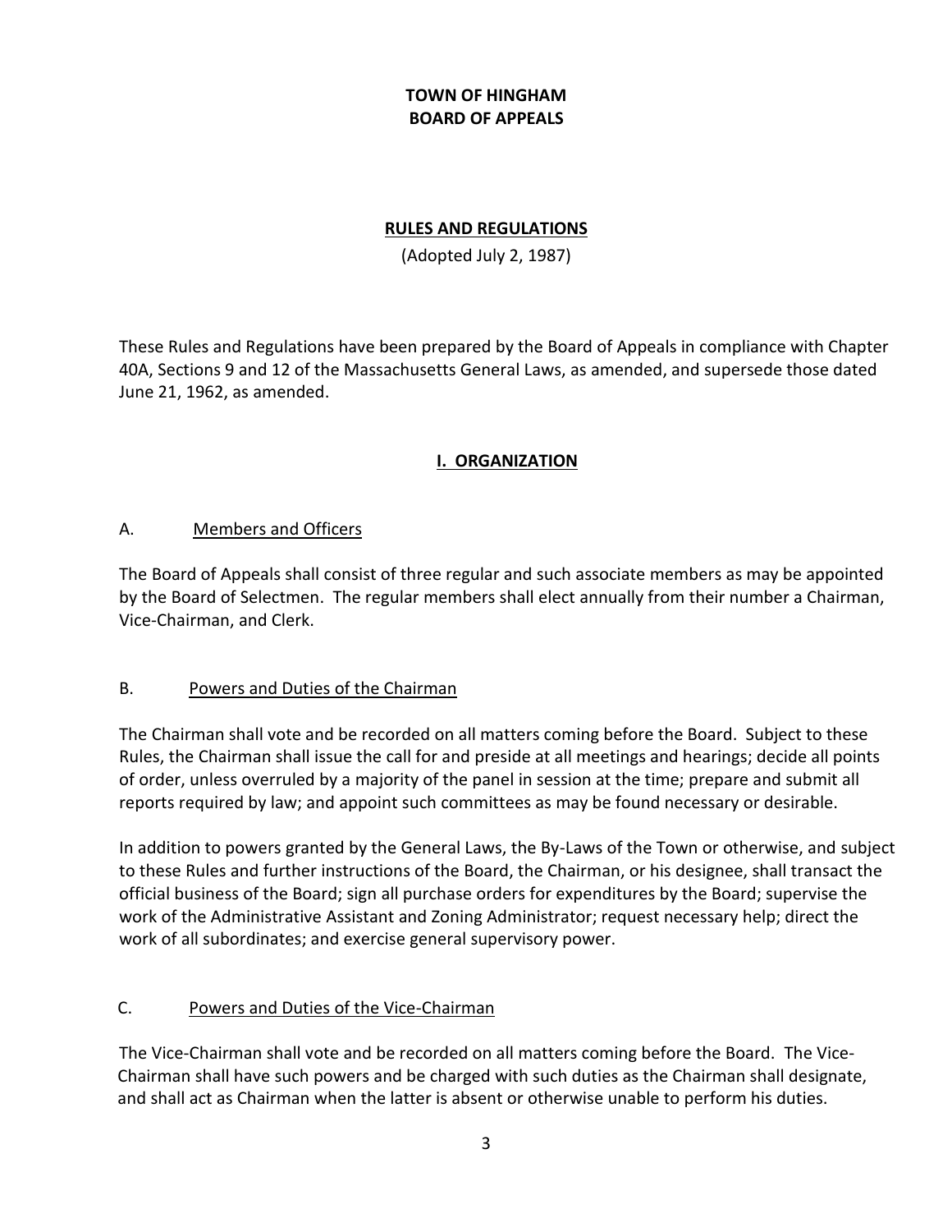# TOWN OF HINGHAM
# BOARD OF APPEALS

## RULES AND REGULATIONS

(Adopted July 2, 1987)

These Rules and Regulations have been prepared by the Board of Appeals in compliance with Chapter 40A, Sections 9 and 12 of the Massachusetts General Laws, as amended, and supersede those dated June 21, 1962, as amended.

## I. ORGANIZATION

### A. Members and Officers

The Board of Appeals shall consist of three regular and such associate members as may be appointed by the Board of Selectmen. The regular members shall elect annually from their number a Chairman, Vice-Chairman, and Clerk.

### B. Powers and Duties of the Chairman

The Chairman shall vote and be recorded on all matters coming before the Board. Subject to these Rules, the Chairman shall issue the call for and preside at all meetings and hearings; decide all points of order, unless overruled by a majority of the panel in session at the time; prepare and submit all reports required by law; and appoint such committees as may be found necessary or desirable.

In addition to powers granted by the General Laws, the By-Laws of the Town or otherwise, and subject to these Rules and further instructions of the Board, the Chairman, or his designee, shall transact the official business of the Board; sign all purchase orders for expenditures by the Board; supervise the work of the Administrative Assistant and Zoning Administrator; request necessary help; direct the work of all subordinates; and exercise general supervisory power.

### C. Powers and Duties of the Vice-Chairman

The Vice-Chairman shall vote and be recorded on all matters coming before the Board. The Vice-Chairman shall have such powers and be charged with such duties as the Chairman shall designate, and shall act as Chairman when the latter is absent or otherwise unable to perform his duties.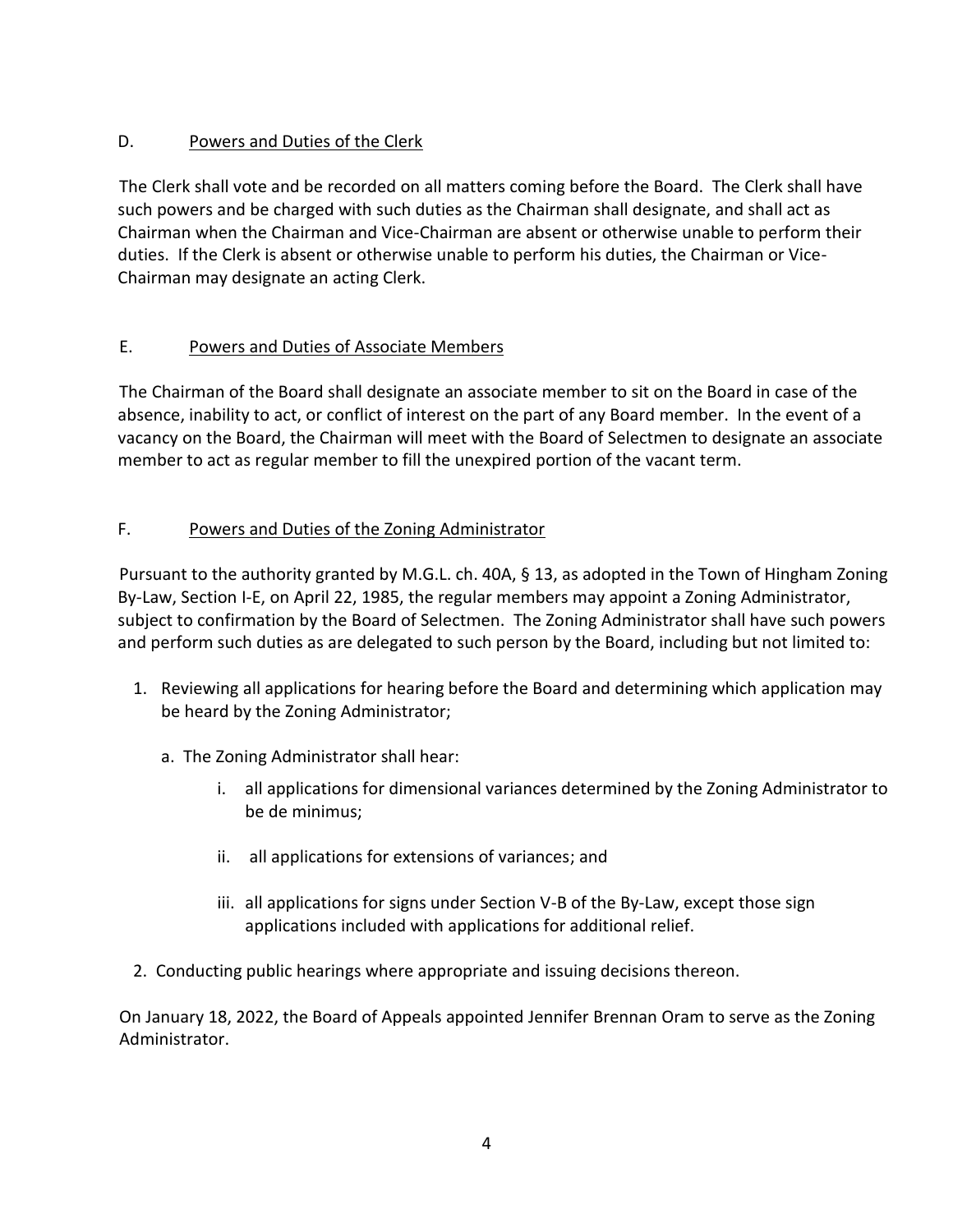## D. Powers and Duties of the Clerk

The Clerk shall vote and be recorded on all matters coming before the Board. The Clerk shall have such powers and be charged with such duties as the Chairman shall designate, and shall act as Chairman when the Chairman and Vice-Chairman are absent or otherwise unable to perform their duties. If the Clerk is absent or otherwise unable to perform his duties, the Chairman or Vice-Chairman may designate an acting Clerk.

## E. Powers and Duties of Associate Members

The Chairman of the Board shall designate an associate member to sit on the Board in case of the absence, inability to act, or conflict of interest on the part of any Board member. In the event of a vacancy on the Board, the Chairman will meet with the Board of Selectmen to designate an associate member to act as regular member to fill the unexpired portion of the vacant term.

## F. Powers and Duties of the Zoning Administrator

Pursuant to the authority granted by M.G.L. ch. 40A, § 13, as adopted in the Town of Hingham Zoning By-Law, Section I-E, on April 22, 1985, the regular members may appoint a Zoning Administrator, subject to confirmation by the Board of Selectmen. The Zoning Administrator shall have such powers and perform such duties as are delegated to such person by the Board, including but not limited to:

1. Reviewing all applications for hearing before the Board and determining which application may be heard by the Zoning Administrator;
   - a. The Zoning Administrator shall hear:
     - i. all applications for dimensional variances determined by the Zoning Administrator to be de minimus;
     - ii. all applications for extensions of variances; and
     - iii. all applications for signs under Section V-B of the By-Law, except those sign applications included with applications for additional relief.
2. Conducting public hearings where appropriate and issuing decisions thereon.

On January 18, 2022, the Board of Appeals appointed Jennifer Brennan Oram to serve as the Zoning Administrator.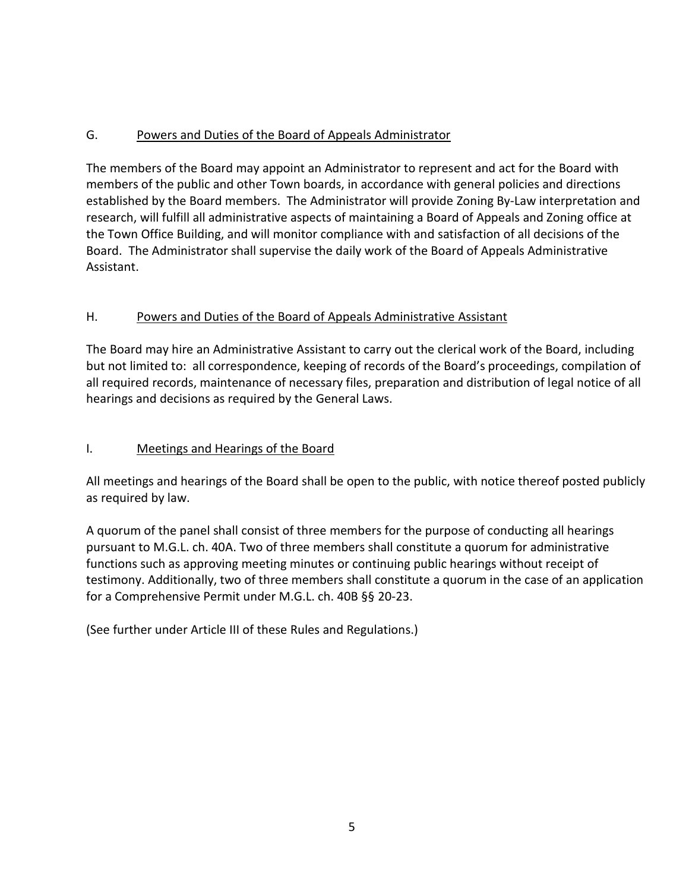G. Powers and Duties of the Board of Appeals Administrator

The members of the Board may appoint an Administrator to represent and act for the Board with members of the public and other Town boards, in accordance with general policies and directions established by the Board members. The Administrator will provide Zoning By-Law interpretation and research, will fulfill all administrative aspects of maintaining a Board of Appeals and Zoning office at the Town Office Building, and will monitor compliance with and satisfaction of all decisions of the Board. The Administrator shall supervise the daily work of the Board of Appeals Administrative Assistant.

H. Powers and Duties of the Board of Appeals Administrative Assistant

The Board may hire an Administrative Assistant to carry out the clerical work of the Board, including but not limited to: all correspondence, keeping of records of the Board's proceedings, compilation of all required records, maintenance of necessary files, preparation and distribution of legal notice of all hearings and decisions as required by the General Laws.

I. Meetings and Hearings of the Board

All meetings and hearings of the Board shall be open to the public, with notice thereof posted publicly as required by law.

A quorum of the panel shall consist of three members for the purpose of conducting all hearings pursuant to M.G.L. ch. 40A. Two of three members shall constitute a quorum for administrative functions such as approving meeting minutes or continuing public hearings without receipt of testimony. Additionally, two of three members shall constitute a quorum in the case of an application for a Comprehensive Permit under M.G.L. ch. 40B §§ 20-23.

(See further under Article III of these Rules and Regulations.)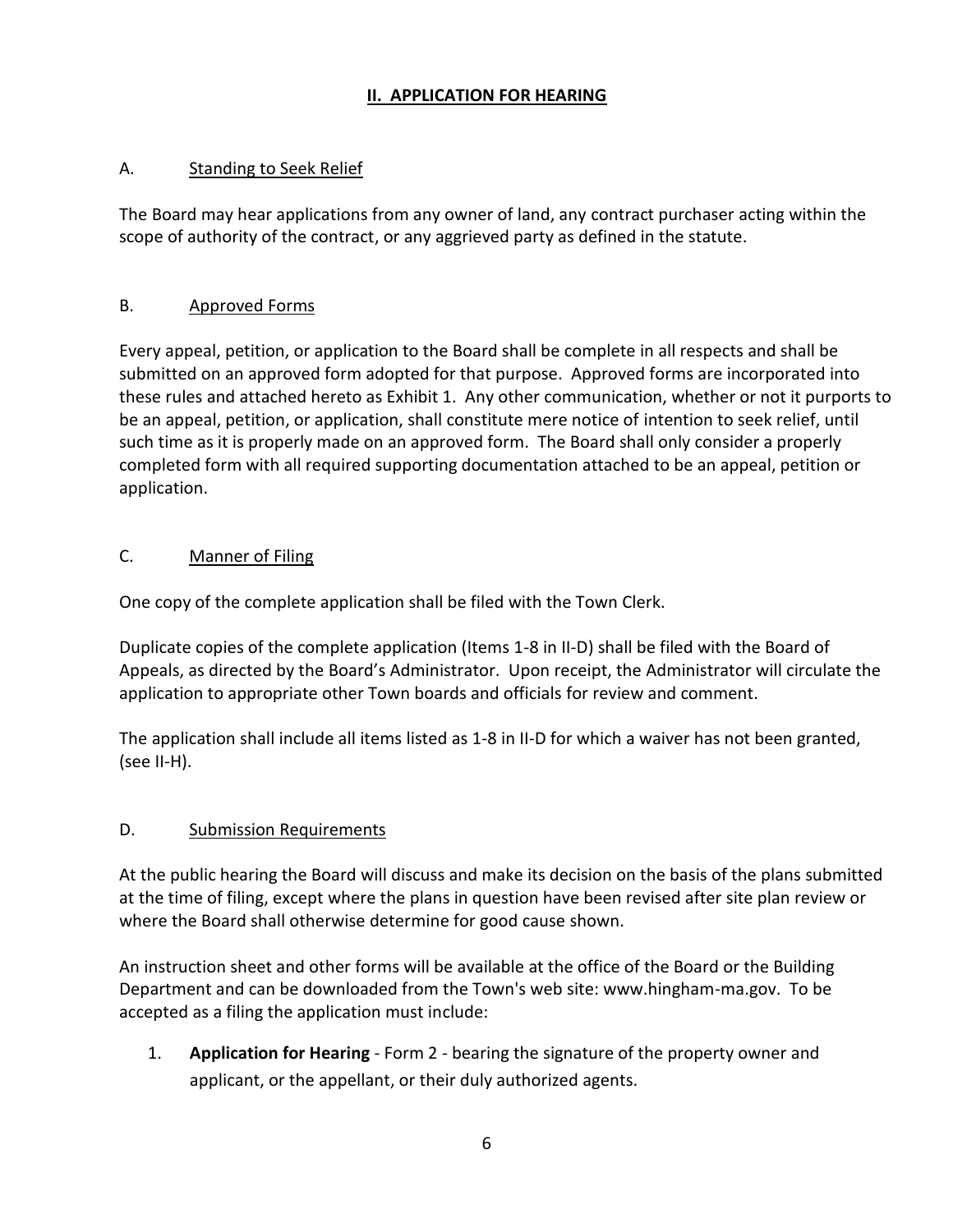## II. APPLICATION FOR HEARING

### A. Standing to Seek Relief

The Board may hear applications from any owner of land, any contract purchaser acting within the scope of authority of the contract, or any aggrieved party as defined in the statute.

### B. Approved Forms

Every appeal, petition, or application to the Board shall be complete in all respects and shall be submitted on an approved form adopted for that purpose. Approved forms are incorporated into these rules and attached hereto as Exhibit 1. Any other communication, whether or not it purports to be an appeal, petition, or application, shall constitute mere notice of intention to seek relief, until such time as it is properly made on an approved form. The Board shall only consider a properly completed form with all required supporting documentation attached to be an appeal, petition or application.

### C. Manner of Filing

One copy of the complete application shall be filed with the Town Clerk.

Duplicate copies of the complete application (Items 1-8 in II-D) shall be filed with the Board of Appeals, as directed by the Board's Administrator. Upon receipt, the Administrator will circulate the application to appropriate other Town boards and officials for review and comment.

The application shall include all items listed as 1-8 in II-D for which a waiver has not been granted, (see II-H).

### D. Submission Requirements

At the public hearing the Board will discuss and make its decision on the basis of the plans submitted at the time of filing, except where the plans in question have been revised after site plan review or where the Board shall otherwise determine for good cause shown.

An instruction sheet and other forms will be available at the office of the Board or the Building Department and can be downloaded from the Town's web site: www.hingham-ma.gov. To be accepted as a filing the application must include:

1. **Application for Hearing** - Form 2 - bearing the signature of the property owner and applicant, or the appellant, or their duly authorized agents.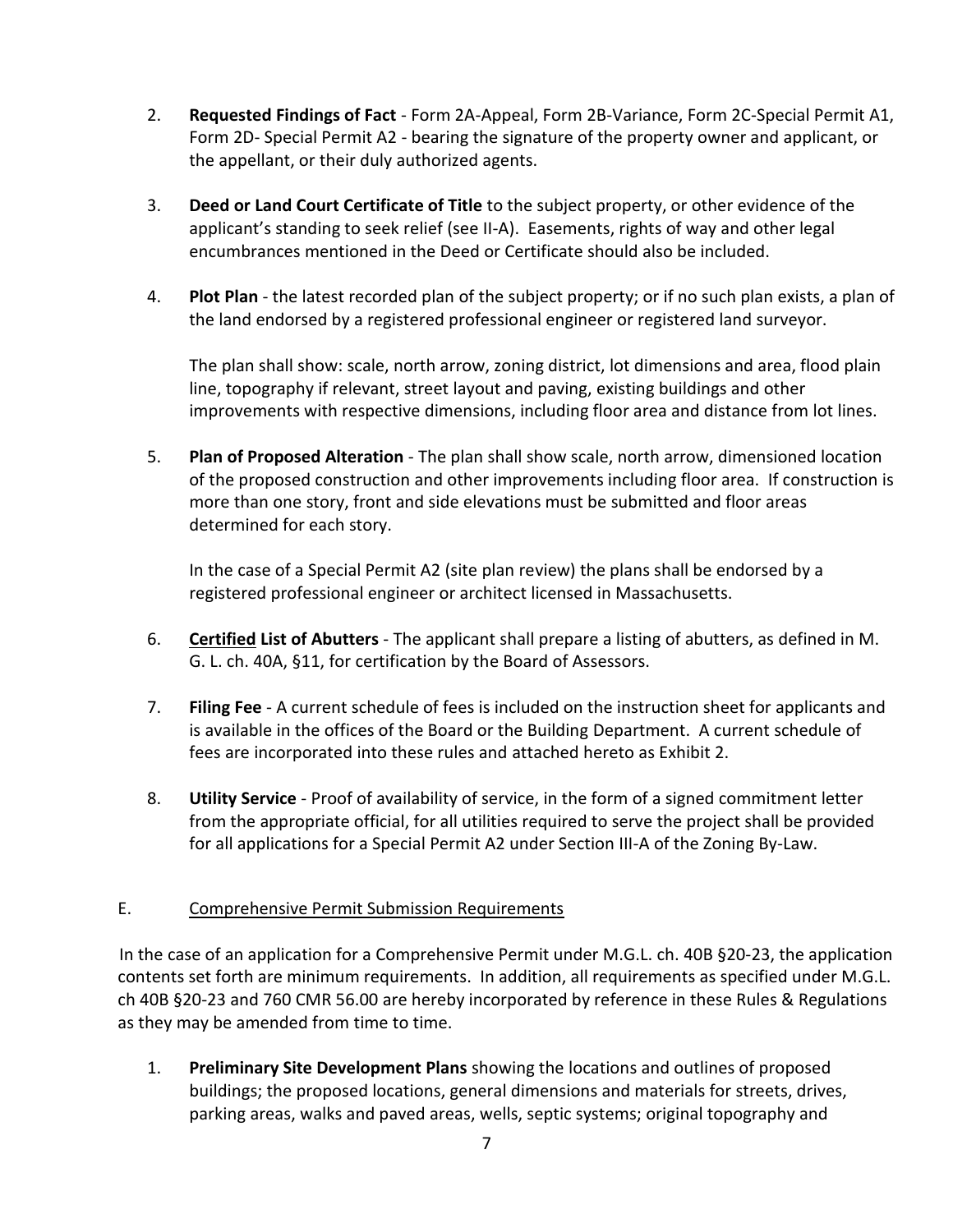2. **Requested Findings of Fact** - Form 2A-Appeal, Form 2B-Variance, Form 2C-Special Permit A1, Form 2D- Special Permit A2 - bearing the signature of the property owner and applicant, or the appellant, or their duly authorized agents.

3. **Deed or Land Court Certificate of Title** to the subject property, or other evidence of the applicant's standing to seek relief (see II-A). Easements, rights of way and other legal encumbrances mentioned in the Deed or Certificate should also be included.

4. **Plot Plan** - the latest recorded plan of the subject property; or if no such plan exists, a plan of the land endorsed by a registered professional engineer or registered land surveyor.

   The plan shall show: scale, north arrow, zoning district, lot dimensions and area, flood plain line, topography if relevant, street layout and paving, existing buildings and other improvements with respective dimensions, including floor area and distance from lot lines.

5. **Plan of Proposed Alteration** - The plan shall show scale, north arrow, dimensioned location of the proposed construction and other improvements including floor area. If construction is more than one story, front and side elevations must be submitted and floor areas determined for each story.

   In the case of a Special Permit A2 (site plan review) the plans shall be endorsed by a registered professional engineer or architect licensed in Massachusetts.

6. **<u>Certified</u> List of Abutters** - The applicant shall prepare a listing of abutters, as defined in M. G. L. ch. 40A, §11, for certification by the Board of Assessors.

7. **Filing Fee** - A current schedule of fees is included on the instruction sheet for applicants and is available in the offices of the Board or the Building Department. A current schedule of fees are incorporated into these rules and attached hereto as Exhibit 2.

8. **Utility Service** - Proof of availability of service, in the form of a signed commitment letter from the appropriate official, for all utilities required to serve the project shall be provided for all applications for a Special Permit A2 under Section III-A of the Zoning By-Law.

E. <u>Comprehensive Permit Submission Requirements</u>

In the case of an application for a Comprehensive Permit under M.G.L. ch. 40B §20-23, the application contents set forth are minimum requirements. In addition, all requirements as specified under M.G.L. ch 40B §20-23 and 760 CMR 56.00 are hereby incorporated by reference in these Rules & Regulations as they may be amended from time to time.

1. **Preliminary Site Development Plans** showing the locations and outlines of proposed buildings; the proposed locations, general dimensions and materials for streets, drives, parking areas, walks and paved areas, wells, septic systems; original topography and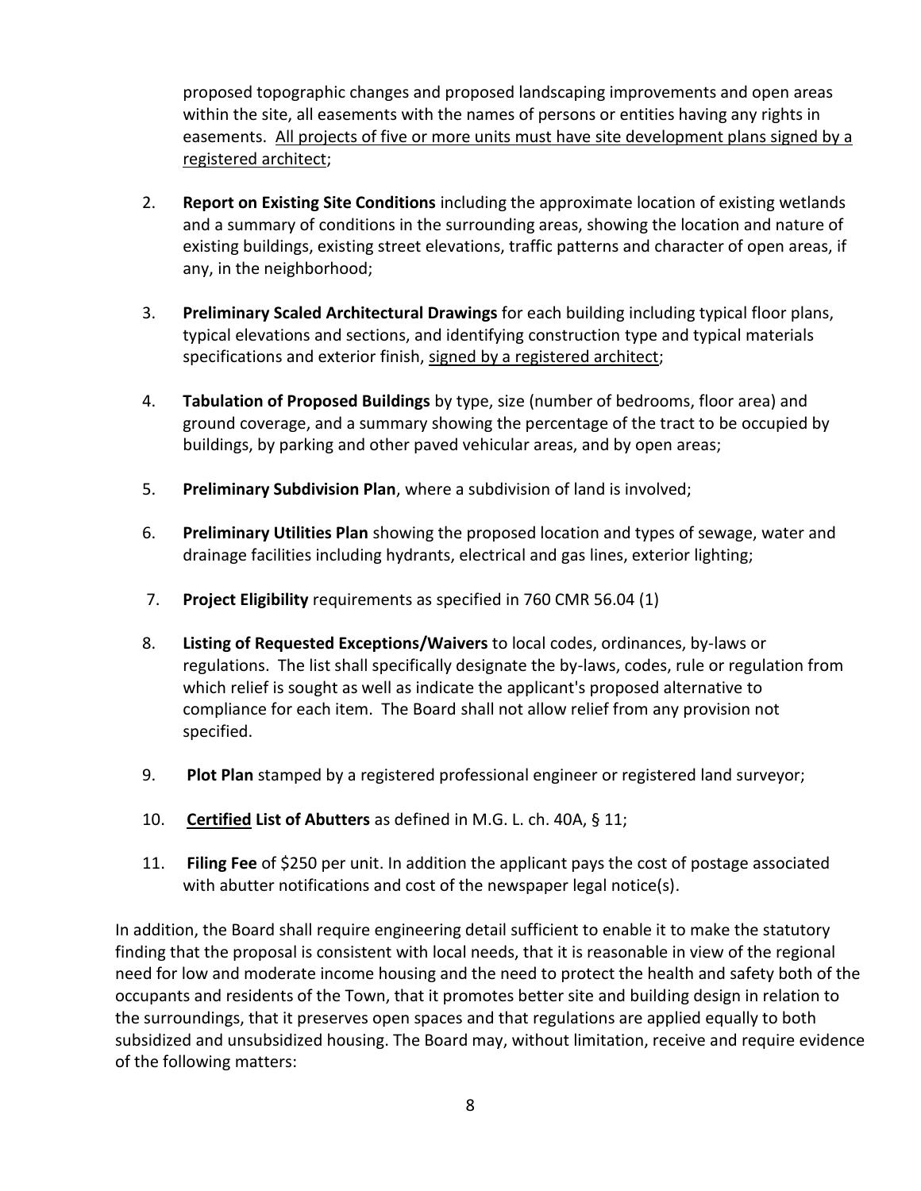proposed topographic changes and proposed landscaping improvements and open areas within the site, all easements with the names of persons or entities having any rights in easements. <u>All projects of five or more units must have site development plans signed by a registered architect</u>;

2. **Report on Existing Site Conditions** including the approximate location of existing wetlands and a summary of conditions in the surrounding areas, showing the location and nature of existing buildings, existing street elevations, traffic patterns and character of open areas, if any, in the neighborhood;

3. **Preliminary Scaled Architectural Drawings** for each building including typical floor plans, typical elevations and sections, and identifying construction type and typical materials specifications and exterior finish, <u>signed by a registered architect</u>;

4. **Tabulation of Proposed Buildings** by type, size (number of bedrooms, floor area) and ground coverage, and a summary showing the percentage of the tract to be occupied by buildings, by parking and other paved vehicular areas, and by open areas;

5. **Preliminary Subdivision Plan**, where a subdivision of land is involved;

6. **Preliminary Utilities Plan** showing the proposed location and types of sewage, water and drainage facilities including hydrants, electrical and gas lines, exterior lighting;

7. **Project Eligibility** requirements as specified in 760 CMR 56.04 (1)

8. **Listing of Requested Exceptions/Waivers** to local codes, ordinances, by-laws or regulations. The list shall specifically designate the by-laws, codes, rule or regulation from which relief is sought as well as indicate the applicant's proposed alternative to compliance for each item. The Board shall not allow relief from any provision not specified.

9. **Plot Plan** stamped by a registered professional engineer or registered land surveyor;

10. **<u>Certified</u> List of Abutters** as defined in M.G. L. ch. 40A, § 11;

11. **Filing Fee** of $250 per unit. In addition the applicant pays the cost of postage associated with abutter notifications and cost of the newspaper legal notice(s).

In addition, the Board shall require engineering detail sufficient to enable it to make the statutory finding that the proposal is consistent with local needs, that it is reasonable in view of the regional need for low and moderate income housing and the need to protect the health and safety both of the occupants and residents of the Town, that it promotes better site and building design in relation to the surroundings, that it preserves open spaces and that regulations are applied equally to both subsidized and unsubsidized housing. The Board may, without limitation, receive and require evidence of the following matters: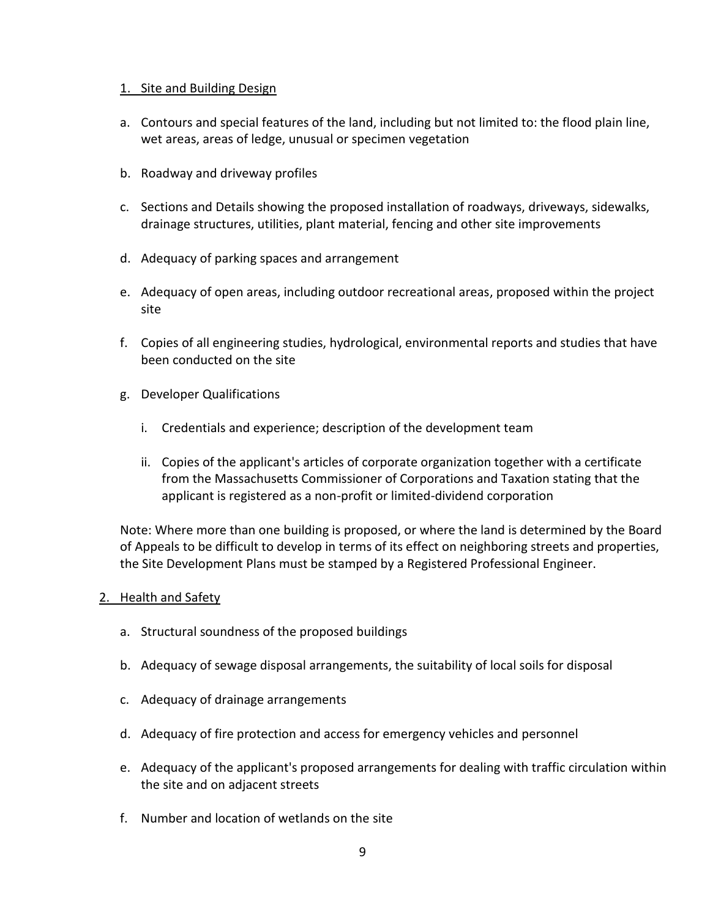1. Site and Building Design

a. Contours and special features of the land, including but not limited to: the flood plain line, wet areas, areas of ledge, unusual or specimen vegetation

b. Roadway and driveway profiles

c. Sections and Details showing the proposed installation of roadways, driveways, sidewalks, drainage structures, utilities, plant material, fencing and other site improvements

d. Adequacy of parking spaces and arrangement

e. Adequacy of open areas, including outdoor recreational areas, proposed within the project site

f. Copies of all engineering studies, hydrological, environmental reports and studies that have been conducted on the site

g. Developer Qualifications

    i. Credentials and experience; description of the development team

    ii. Copies of the applicant's articles of corporate organization together with a certificate from the Massachusetts Commissioner of Corporations and Taxation stating that the applicant is registered as a non-profit or limited-dividend corporation

Note: Where more than one building is proposed, or where the land is determined by the Board of Appeals to be difficult to develop in terms of its effect on neighboring streets and properties, the Site Development Plans must be stamped by a Registered Professional Engineer.

2. Health and Safety

a. Structural soundness of the proposed buildings

b. Adequacy of sewage disposal arrangements, the suitability of local soils for disposal

c. Adequacy of drainage arrangements

d. Adequacy of fire protection and access for emergency vehicles and personnel

e. Adequacy of the applicant's proposed arrangements for dealing with traffic circulation within the site and on adjacent streets

f. Number and location of wetlands on the site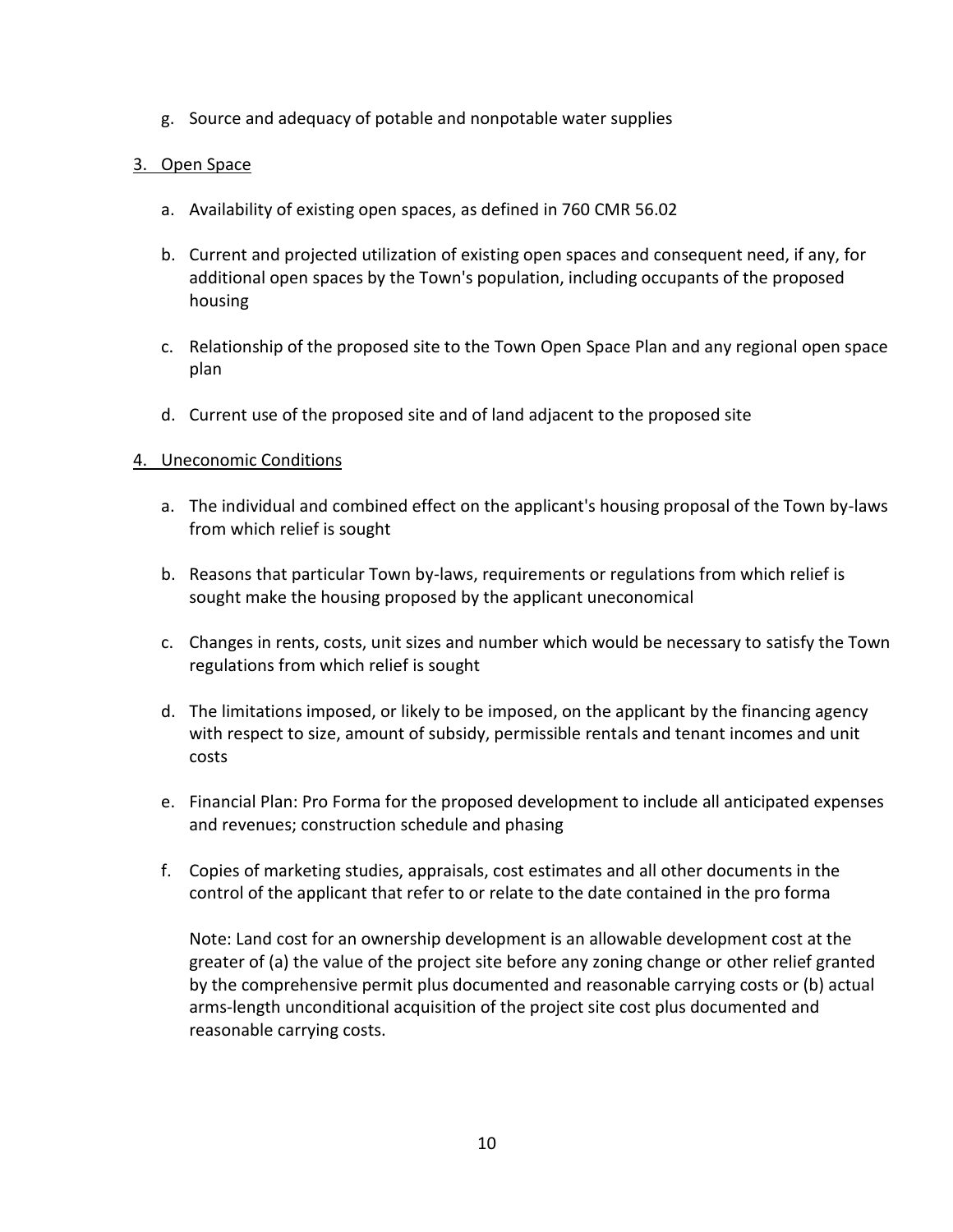g. Source and adequacy of potable and nonpotable water supplies

3. <u>Open Space</u>

   a. Availability of existing open spaces, as defined in 760 CMR 56.02

   b. Current and projected utilization of existing open spaces and consequent need, if any, for additional open spaces by the Town's population, including occupants of the proposed housing

   c. Relationship of the proposed site to the Town Open Space Plan and any regional open space plan

   d. Current use of the proposed site and of land adjacent to the proposed site

4. <u>Uneconomic Conditions</u>

   a. The individual and combined effect on the applicant's housing proposal of the Town by-laws from which relief is sought

   b. Reasons that particular Town by-laws, requirements or regulations from which relief is sought make the housing proposed by the applicant uneconomical

   c. Changes in rents, costs, unit sizes and number which would be necessary to satisfy the Town regulations from which relief is sought

   d. The limitations imposed, or likely to be imposed, on the applicant by the financing agency with respect to size, amount of subsidy, permissible rentals and tenant incomes and unit costs

   e. Financial Plan: Pro Forma for the proposed development to include all anticipated expenses and revenues; construction schedule and phasing

   f. Copies of marketing studies, appraisals, cost estimates and all other documents in the control of the applicant that refer to or relate to the date contained in the pro forma

      Note: Land cost for an ownership development is an allowable development cost at the greater of (a) the value of the project site before any zoning change or other relief granted by the comprehensive permit plus documented and reasonable carrying costs or (b) actual arms-length unconditional acquisition of the project site cost plus documented and reasonable carrying costs.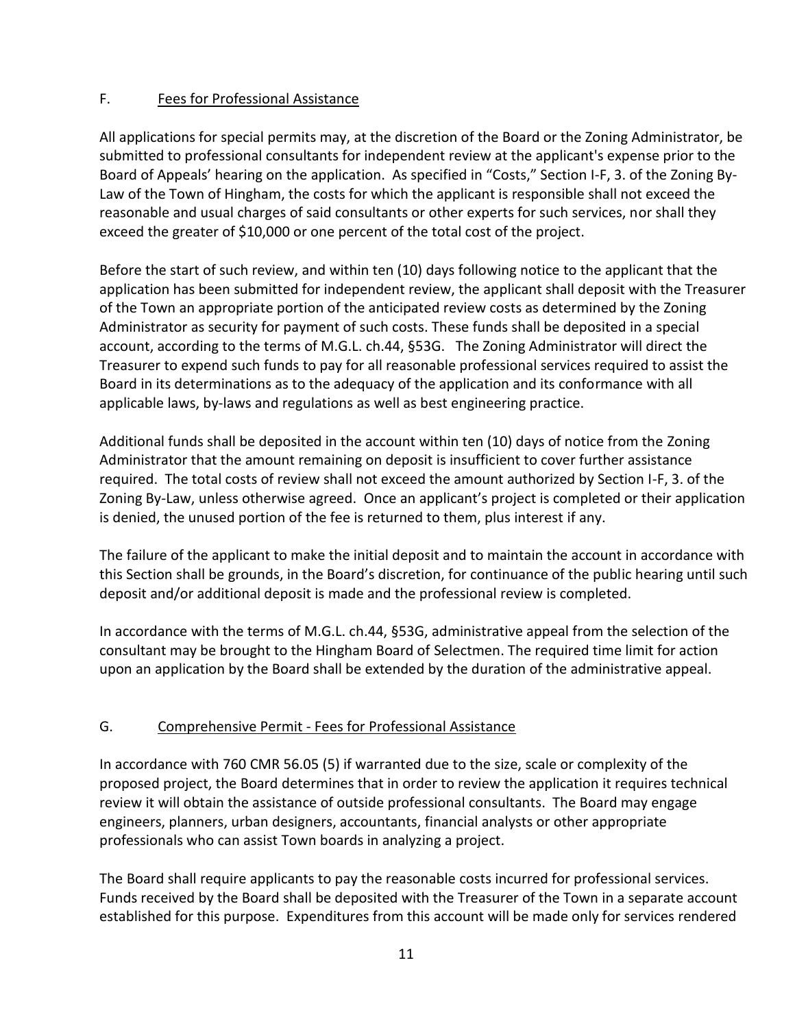F. Fees for Professional Assistance

All applications for special permits may, at the discretion of the Board or the Zoning Administrator, be submitted to professional consultants for independent review at the applicant's expense prior to the Board of Appeals' hearing on the application. As specified in "Costs," Section I-F, 3. of the Zoning By-Law of the Town of Hingham, the costs for which the applicant is responsible shall not exceed the reasonable and usual charges of said consultants or other experts for such services, nor shall they exceed the greater of $10,000 or one percent of the total cost of the project.

Before the start of such review, and within ten (10) days following notice to the applicant that the application has been submitted for independent review, the applicant shall deposit with the Treasurer of the Town an appropriate portion of the anticipated review costs as determined by the Zoning Administrator as security for payment of such costs. These funds shall be deposited in a special account, according to the terms of M.G.L. ch.44, §53G. The Zoning Administrator will direct the Treasurer to expend such funds to pay for all reasonable professional services required to assist the Board in its determinations as to the adequacy of the application and its conformance with all applicable laws, by-laws and regulations as well as best engineering practice.

Additional funds shall be deposited in the account within ten (10) days of notice from the Zoning Administrator that the amount remaining on deposit is insufficient to cover further assistance required. The total costs of review shall not exceed the amount authorized by Section I-F, 3. of the Zoning By-Law, unless otherwise agreed. Once an applicant's project is completed or their application is denied, the unused portion of the fee is returned to them, plus interest if any.

The failure of the applicant to make the initial deposit and to maintain the account in accordance with this Section shall be grounds, in the Board's discretion, for continuance of the public hearing until such deposit and/or additional deposit is made and the professional review is completed.

In accordance with the terms of M.G.L. ch.44, §53G, administrative appeal from the selection of the consultant may be brought to the Hingham Board of Selectmen. The required time limit for action upon an application by the Board shall be extended by the duration of the administrative appeal.

G. Comprehensive Permit - Fees for Professional Assistance

In accordance with 760 CMR 56.05 (5) if warranted due to the size, scale or complexity of the proposed project, the Board determines that in order to review the application it requires technical review it will obtain the assistance of outside professional consultants. The Board may engage engineers, planners, urban designers, accountants, financial analysts or other appropriate professionals who can assist Town boards in analyzing a project.

The Board shall require applicants to pay the reasonable costs incurred for professional services. Funds received by the Board shall be deposited with the Treasurer of the Town in a separate account established for this purpose. Expenditures from this account will be made only for services rendered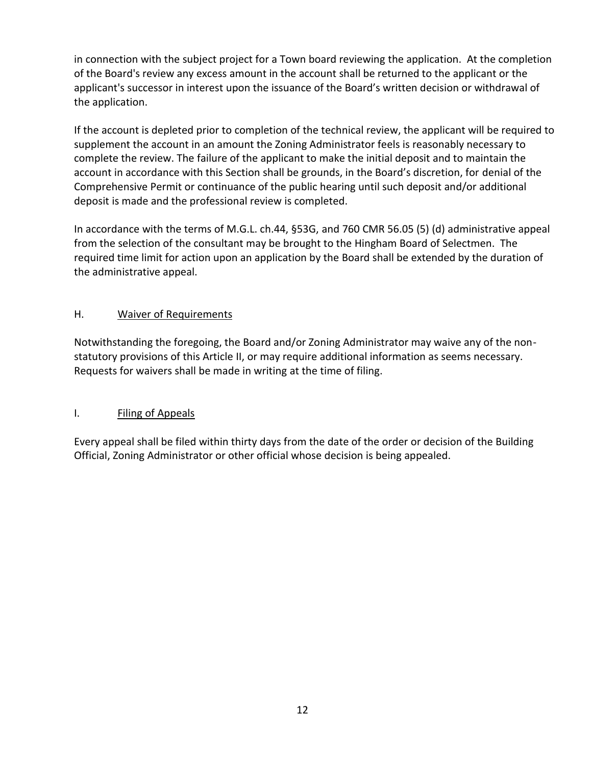in connection with the subject project for a Town board reviewing the application. At the completion of the Board's review any excess amount in the account shall be returned to the applicant or the applicant's successor in interest upon the issuance of the Board's written decision or withdrawal of the application.

If the account is depleted prior to completion of the technical review, the applicant will be required to supplement the account in an amount the Zoning Administrator feels is reasonably necessary to complete the review. The failure of the applicant to make the initial deposit and to maintain the account in accordance with this Section shall be grounds, in the Board's discretion, for denial of the Comprehensive Permit or continuance of the public hearing until such deposit and/or additional deposit is made and the professional review is completed.

In accordance with the terms of M.G.L. ch.44, §53G, and 760 CMR 56.05 (5) (d) administrative appeal from the selection of the consultant may be brought to the Hingham Board of Selectmen. The required time limit for action upon an application by the Board shall be extended by the duration of the administrative appeal.

## H. Waiver of Requirements

Notwithstanding the foregoing, the Board and/or Zoning Administrator may waive any of the non-statutory provisions of this Article II, or may require additional information as seems necessary. Requests for waivers shall be made in writing at the time of filing.

## I. Filing of Appeals

Every appeal shall be filed within thirty days from the date of the order or decision of the Building Official, Zoning Administrator or other official whose decision is being appealed.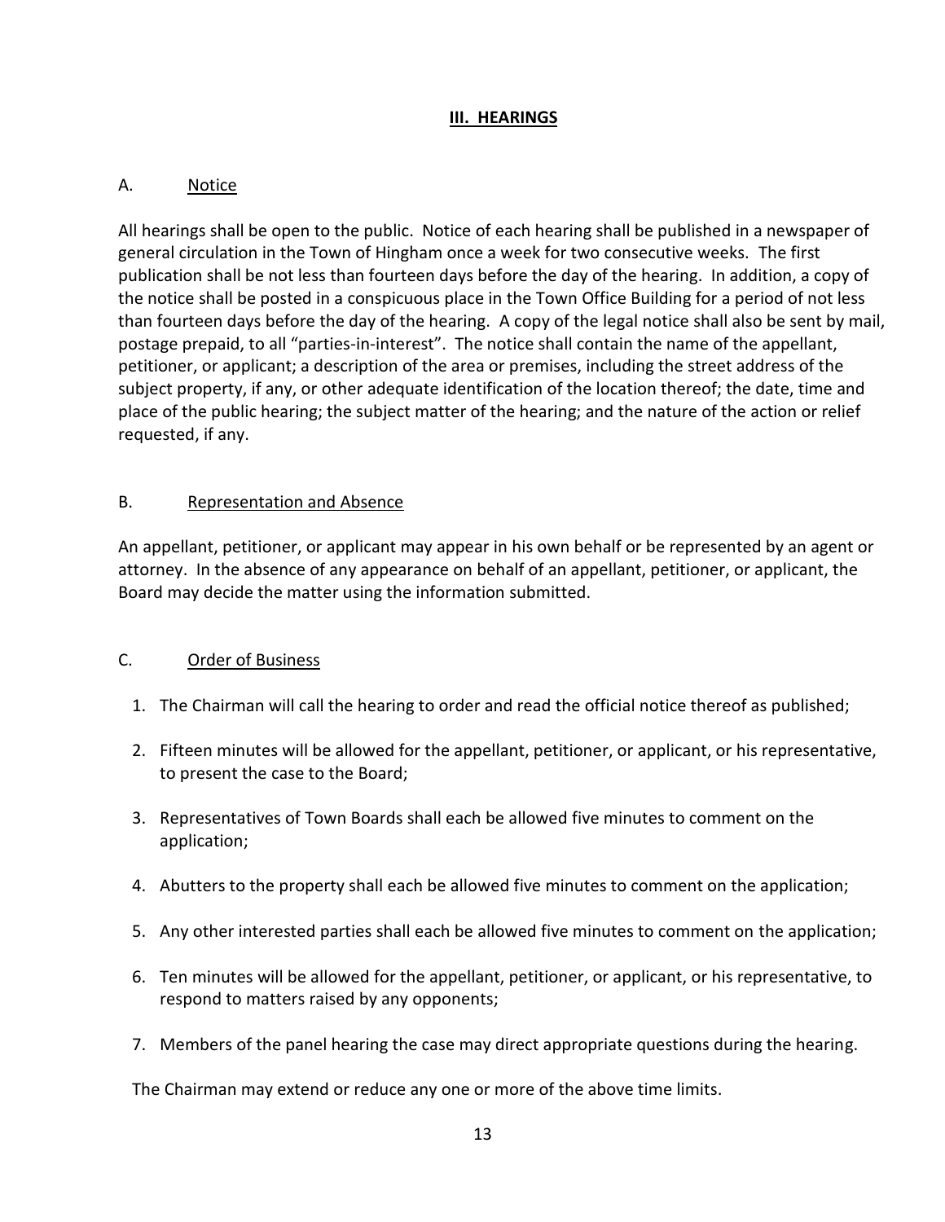## III. HEARINGS

### A. Notice

All hearings shall be open to the public. Notice of each hearing shall be published in a newspaper of general circulation in the Town of Hingham once a week for two consecutive weeks. The first publication shall be not less than fourteen days before the day of the hearing. In addition, a copy of the notice shall be posted in a conspicuous place in the Town Office Building for a period of not less than fourteen days before the day of the hearing. A copy of the legal notice shall also be sent by mail, postage prepaid, to all "parties-in-interest". The notice shall contain the name of the appellant, petitioner, or applicant; a description of the area or premises, including the street address of the subject property, if any, or other adequate identification of the location thereof; the date, time and place of the public hearing; the subject matter of the hearing; and the nature of the action or relief requested, if any.

### B. Representation and Absence

An appellant, petitioner, or applicant may appear in his own behalf or be represented by an agent or attorney. In the absence of any appearance on behalf of an appellant, petitioner, or applicant, the Board may decide the matter using the information submitted.

### C. Order of Business

1. The Chairman will call the hearing to order and read the official notice thereof as published;
2. Fifteen minutes will be allowed for the appellant, petitioner, or applicant, or his representative, to present the case to the Board;
3. Representatives of Town Boards shall each be allowed five minutes to comment on the application;
4. Abutters to the property shall each be allowed five minutes to comment on the application;
5. Any other interested parties shall each be allowed five minutes to comment on the application;
6. Ten minutes will be allowed for the appellant, petitioner, or applicant, or his representative, to respond to matters raised by any opponents;
7. Members of the panel hearing the case may direct appropriate questions during the hearing.

The Chairman may extend or reduce any one or more of the above time limits.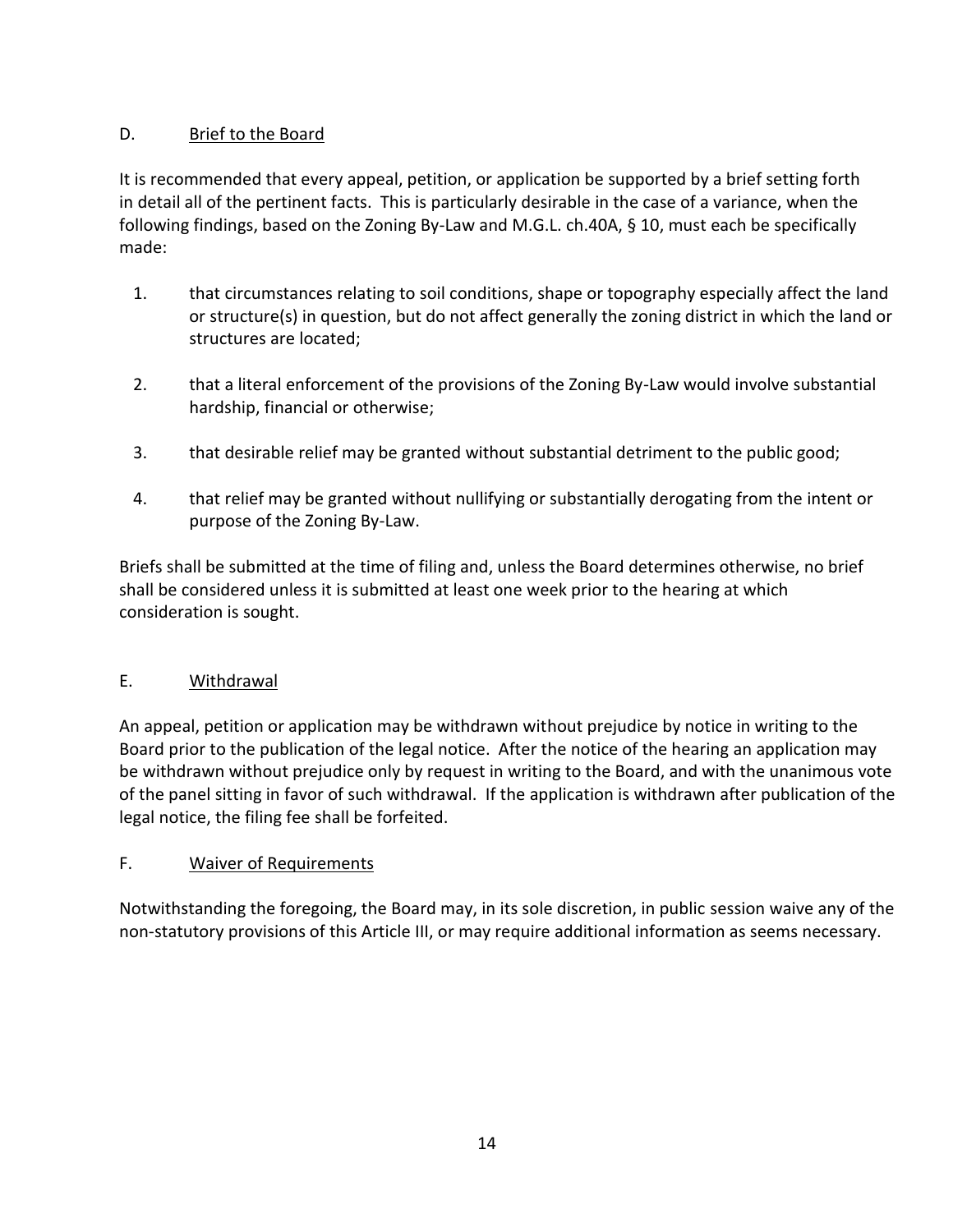## D. Brief to the Board

It is recommended that every appeal, petition, or application be supported by a brief setting forth in detail all of the pertinent facts. This is particularly desirable in the case of a variance, when the following findings, based on the Zoning By-Law and M.G.L. ch.40A, § 10, must each be specifically made:

1. that circumstances relating to soil conditions, shape or topography especially affect the land or structure(s) in question, but do not affect generally the zoning district in which the land or structures are located;
2. that a literal enforcement of the provisions of the Zoning By-Law would involve substantial hardship, financial or otherwise;
3. that desirable relief may be granted without substantial detriment to the public good;
4. that relief may be granted without nullifying or substantially derogating from the intent or purpose of the Zoning By-Law.

Briefs shall be submitted at the time of filing and, unless the Board determines otherwise, no brief shall be considered unless it is submitted at least one week prior to the hearing at which consideration is sought.

## E. Withdrawal

An appeal, petition or application may be withdrawn without prejudice by notice in writing to the Board prior to the publication of the legal notice. After the notice of the hearing an application may be withdrawn without prejudice only by request in writing to the Board, and with the unanimous vote of the panel sitting in favor of such withdrawal. If the application is withdrawn after publication of the legal notice, the filing fee shall be forfeited.

## F. Waiver of Requirements

Notwithstanding the foregoing, the Board may, in its sole discretion, in public session waive any of the non-statutory provisions of this Article III, or may require additional information as seems necessary.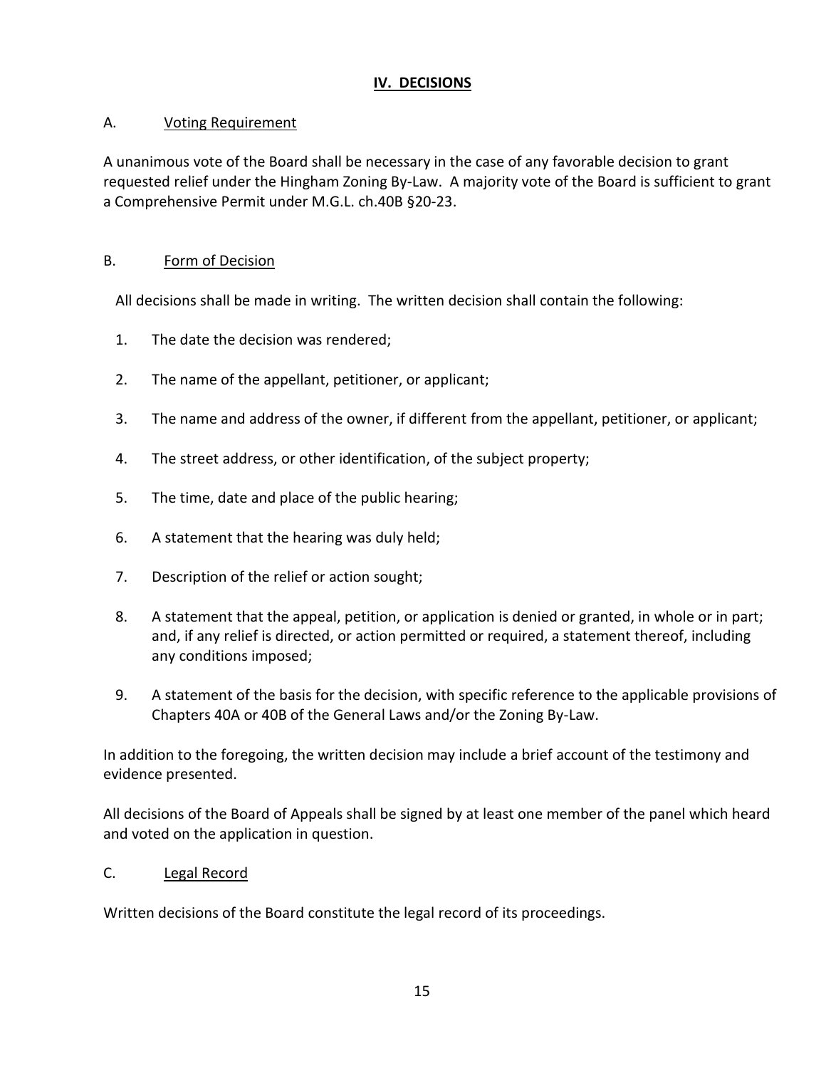## IV. DECISIONS

### A. Voting Requirement

A unanimous vote of the Board shall be necessary in the case of any favorable decision to grant requested relief under the Hingham Zoning By-Law. A majority vote of the Board is sufficient to grant a Comprehensive Permit under M.G.L. ch.40B §20-23.

### B. Form of Decision

All decisions shall be made in writing. The written decision shall contain the following:

1. The date the decision was rendered;
2. The name of the appellant, petitioner, or applicant;
3. The name and address of the owner, if different from the appellant, petitioner, or applicant;
4. The street address, or other identification, of the subject property;
5. The time, date and place of the public hearing;
6. A statement that the hearing was duly held;
7. Description of the relief or action sought;
8. A statement that the appeal, petition, or application is denied or granted, in whole or in part; and, if any relief is directed, or action permitted or required, a statement thereof, including any conditions imposed;
9. A statement of the basis for the decision, with specific reference to the applicable provisions of Chapters 40A or 40B of the General Laws and/or the Zoning By-Law.

In addition to the foregoing, the written decision may include a brief account of the testimony and evidence presented.

All decisions of the Board of Appeals shall be signed by at least one member of the panel which heard and voted on the application in question.

### C. Legal Record

Written decisions of the Board constitute the legal record of its proceedings.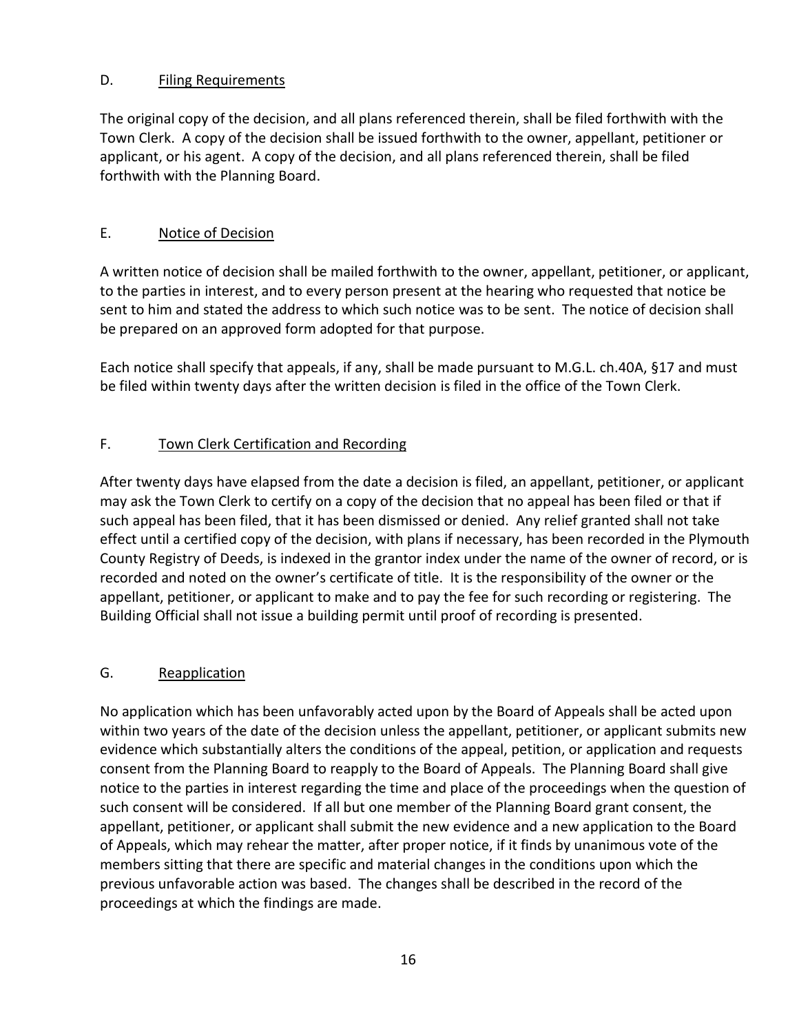## D. Filing Requirements

The original copy of the decision, and all plans referenced therein, shall be filed forthwith with the Town Clerk. A copy of the decision shall be issued forthwith to the owner, appellant, petitioner or applicant, or his agent. A copy of the decision, and all plans referenced therein, shall be filed forthwith with the Planning Board.

## E. Notice of Decision

A written notice of decision shall be mailed forthwith to the owner, appellant, petitioner, or applicant, to the parties in interest, and to every person present at the hearing who requested that notice be sent to him and stated the address to which such notice was to be sent. The notice of decision shall be prepared on an approved form adopted for that purpose.

Each notice shall specify that appeals, if any, shall be made pursuant to M.G.L. ch.40A, §17 and must be filed within twenty days after the written decision is filed in the office of the Town Clerk.

## F. Town Clerk Certification and Recording

After twenty days have elapsed from the date a decision is filed, an appellant, petitioner, or applicant may ask the Town Clerk to certify on a copy of the decision that no appeal has been filed or that if such appeal has been filed, that it has been dismissed or denied. Any relief granted shall not take effect until a certified copy of the decision, with plans if necessary, has been recorded in the Plymouth County Registry of Deeds, is indexed in the grantor index under the name of the owner of record, or is recorded and noted on the owner's certificate of title. It is the responsibility of the owner or the appellant, petitioner, or applicant to make and to pay the fee for such recording or registering. The Building Official shall not issue a building permit until proof of recording is presented.

## G. Reapplication

No application which has been unfavorably acted upon by the Board of Appeals shall be acted upon within two years of the date of the decision unless the appellant, petitioner, or applicant submits new evidence which substantially alters the conditions of the appeal, petition, or application and requests consent from the Planning Board to reapply to the Board of Appeals. The Planning Board shall give notice to the parties in interest regarding the time and place of the proceedings when the question of such consent will be considered. If all but one member of the Planning Board grant consent, the appellant, petitioner, or applicant shall submit the new evidence and a new application to the Board of Appeals, which may rehear the matter, after proper notice, if it finds by unanimous vote of the members sitting that there are specific and material changes in the conditions upon which the previous unfavorable action was based. The changes shall be described in the record of the proceedings at which the findings are made.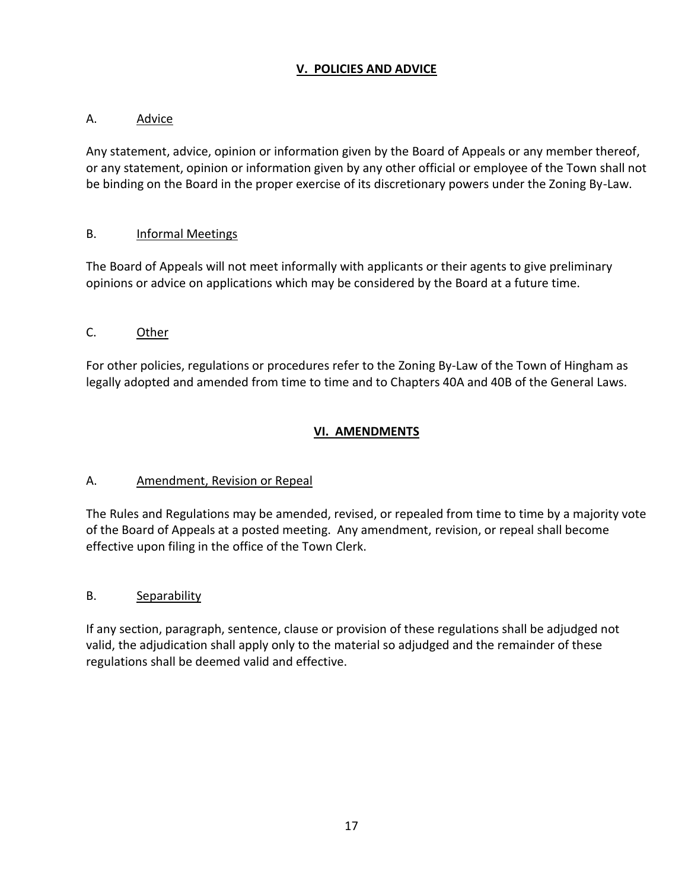## V. POLICIES AND ADVICE

A. Advice

Any statement, advice, opinion or information given by the Board of Appeals or any member thereof, or any statement, opinion or information given by any other official or employee of the Town shall not be binding on the Board in the proper exercise of its discretionary powers under the Zoning By-Law.

B. Informal Meetings

The Board of Appeals will not meet informally with applicants or their agents to give preliminary opinions or advice on applications which may be considered by the Board at a future time.

C. Other

For other policies, regulations or procedures refer to the Zoning By-Law of the Town of Hingham as legally adopted and amended from time to time and to Chapters 40A and 40B of the General Laws.

## VI. AMENDMENTS

A. Amendment, Revision or Repeal

The Rules and Regulations may be amended, revised, or repealed from time to time by a majority vote of the Board of Appeals at a posted meeting. Any amendment, revision, or repeal shall become effective upon filing in the office of the Town Clerk.

B. Separability

If any section, paragraph, sentence, clause or provision of these regulations shall be adjudged not valid, the adjudication shall apply only to the material so adjudged and the remainder of these regulations shall be deemed valid and effective.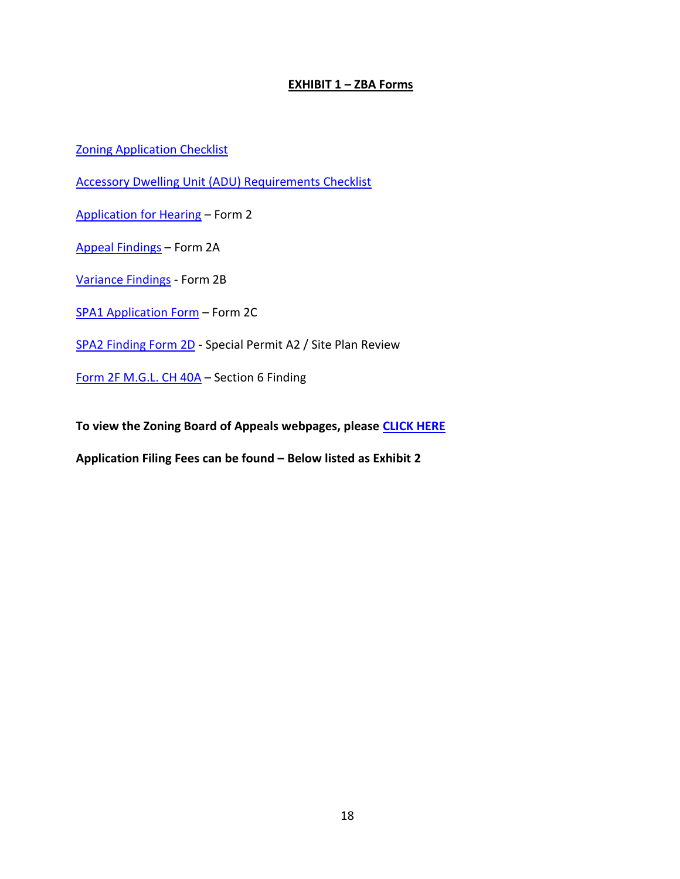## EXHIBIT 1 – ZBA Forms

Zoning Application Checklist

Accessory Dwelling Unit (ADU) Requirements Checklist

Application for Hearing – Form 2

Appeal Findings – Form 2A

Variance Findings - Form 2B

SPA1 Application Form – Form 2C

SPA2 Finding Form 2D - Special Permit A2 / Site Plan Review

Form 2F M.G.L. CH 40A – Section 6 Finding

**To view the Zoning Board of Appeals webpages, please CLICK HERE**

**Application Filing Fees can be found – Below listed as Exhibit 2**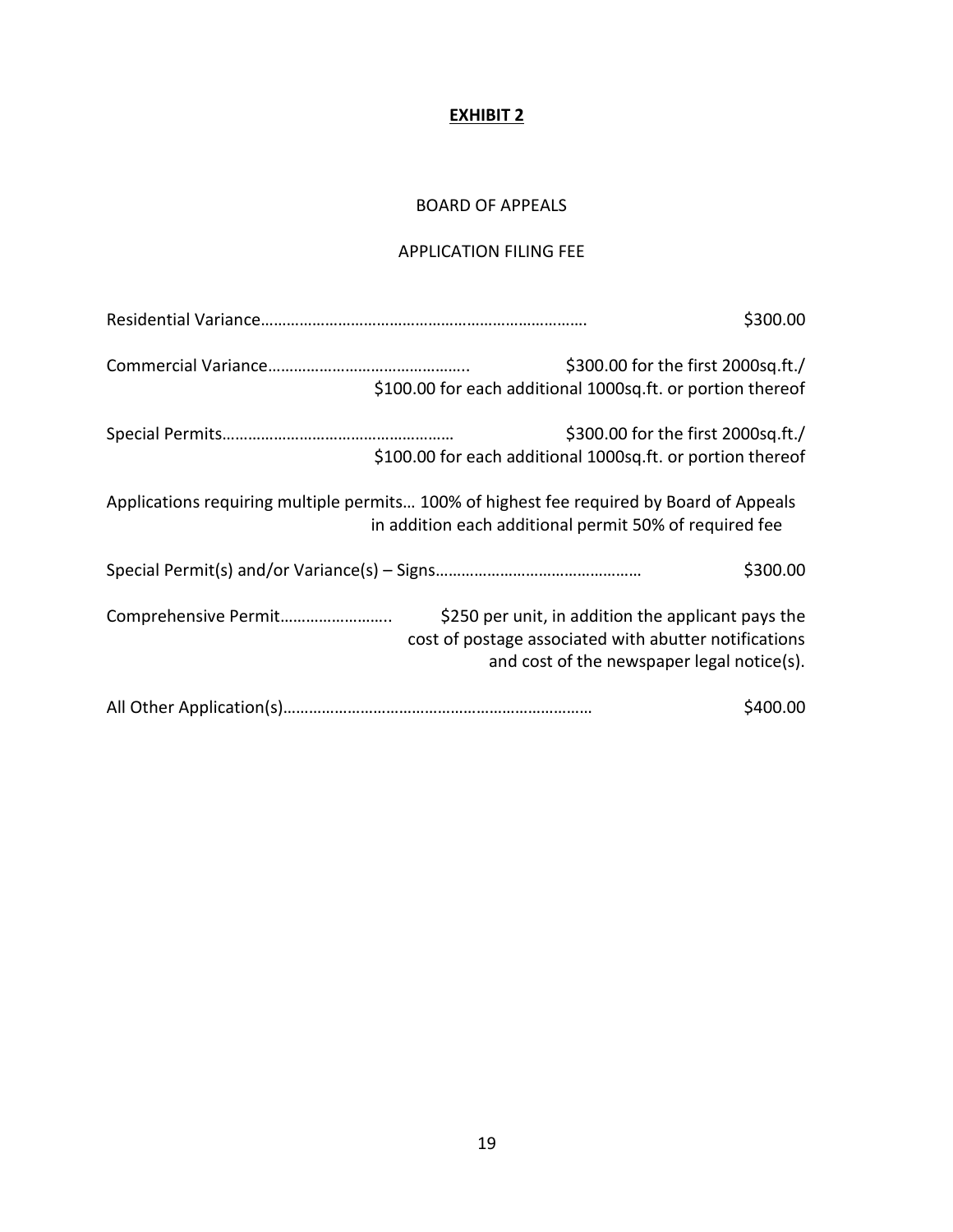**EXHIBIT 2**

BOARD OF APPEALS

APPLICATION FILING FEE

Residential Variance………………………………………………………………… $300.00

Commercial Variance……………………………………….. $300.00 for the first 2000sq.ft./ $100.00 for each additional 1000sq.ft. or portion thereof

Special Permits……………………………………………… $300.00 for the first 2000sq.ft./ $100.00 for each additional 1000sq.ft. or portion thereof

Applications requiring multiple permits… 100% of highest fee required by Board of Appeals in addition each additional permit 50% of required fee

Special Permit(s) and/or Variance(s) – Signs………………………………………… $300.00

Comprehensive Permit…………………….. $250 per unit, in addition the applicant pays the cost of postage associated with abutter notifications and cost of the newspaper legal notice(s).

All Other Application(s)……………………………………………………………… $400.00